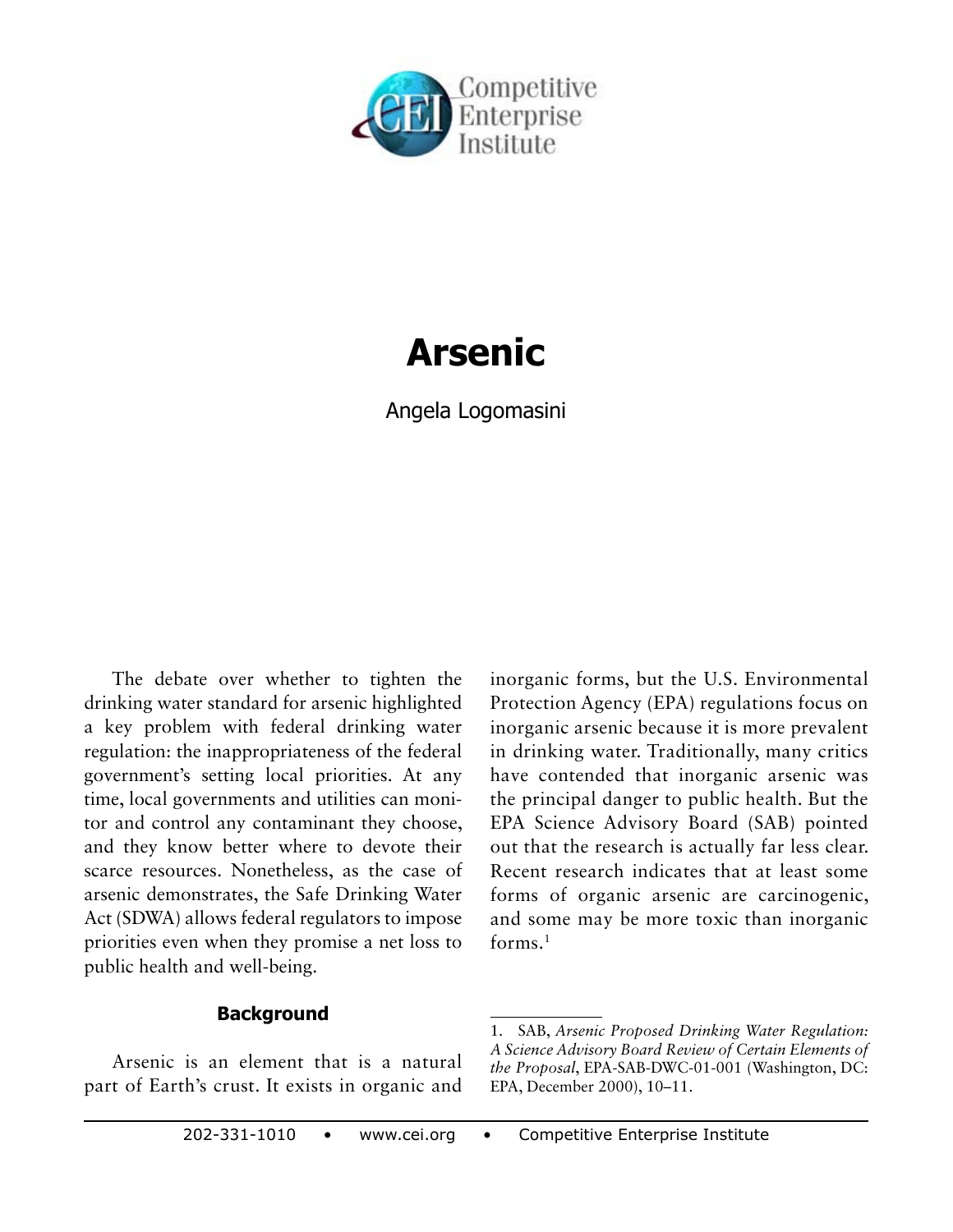# Arsenic

Angela Logomasini

The debate over whether to tighten the drinking water standard for arsenic highlighted a key problem with federal drinking water regulation: the inappropriateness of the federal government's setting local priorities. At any time, local governments and utilities can monitor and control any contaminant they choose, and they know better where to devote their scarce resources. Nonetheless, as the case of arsenic demonstrates, the Safe Drinking Water Act (SDWA) allows federal regulators to impose priorities even when they promise a net loss to public health and well-being.

## Background

Arsenic is an element that is a natural part of Earth's crust. It exists in organic and inorganic forms, but the U.S. Environmental Protection Agency (EPA) regulations focus on inorganic arsenic because it is more prevalent in drinking water. Traditionally, many critics have contended that inorganic arsenic was the principal danger to public health. But the EPA Science Advisory Board (SAB) pointed out that the research is actually far less clear. Recent research indicates that at least some forms of organic arsenic are carcinogenic, and some may be more toxic than inorganic forms.[1]

1. SAB, *Arsenic Proposed Drinking Water Regulation: A Science Advisory Board Review of Certain Elements of the Proposal*, EPA-SAB-DWC-01-001 (Washington, DC: EPA, December 2000), 10–11.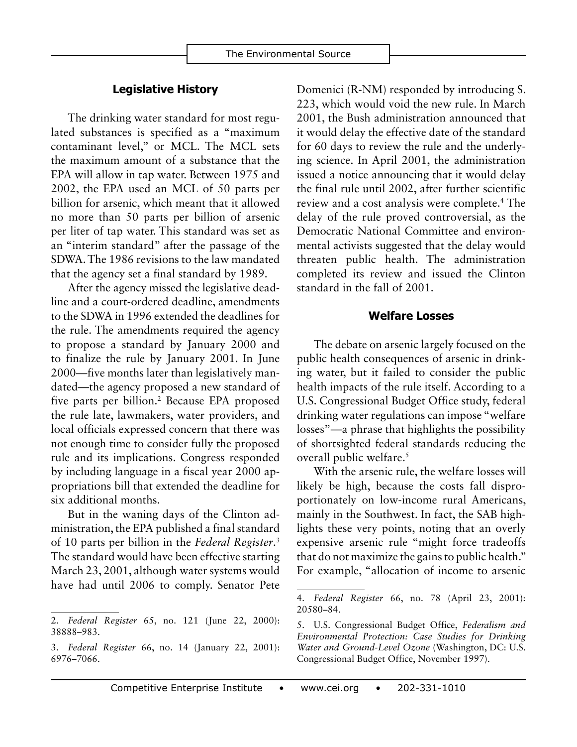## Legislative History

The drinking water standard for most regulated substances is specified as a "maximum contaminant level," or MCL. The MCL sets the maximum amount of a substance that the EPA will allow in tap water. Between 1975 and 2002, the EPA used an MCL of 50 parts per billion for arsenic, which meant that it allowed no more than 50 parts per billion of arsenic per liter of tap water. This standard was set as an "interim standard" after the passage of the SDWA. The 1986 revisions to the law mandated that the agency set a final standard by 1989.

After the agency missed the legislative deadline and a court-ordered deadline, amendments to the SDWA in 1996 extended the deadlines for the rule. The amendments required the agency to propose a standard by January 2000 and to finalize the rule by January 2001. In June 2000—five months later than legislatively mandated—the agency proposed a new standard of five parts per billion.[2] Because EPA proposed the rule late, lawmakers, water providers, and local officials expressed concern that there was not enough time to consider fully the proposed rule and its implications. Congress responded by including language in a fiscal year 2000 appropriations bill that extended the deadline for six additional months.

But in the waning days of the Clinton administration, the EPA published a final standard of 10 parts per billion in the *Federal Register*.[3] The standard would have been effective starting March 23, 2001, although water systems would have had until 2006 to comply. Senator Pete Domenici (R-NM) responded by introducing S. 223, which would void the new rule. In March 2001, the Bush administration announced that it would delay the effective date of the standard for 60 days to review the rule and the underlying science. In April 2001, the administration issued a notice announcing that it would delay the final rule until 2002, after further scientific review and a cost analysis were complete.[4] The delay of the rule proved controversial, as the Democratic National Committee and environmental activists suggested that the delay would threaten public health. The administration completed its review and issued the Clinton standard in the fall of 2001.

## Welfare Losses

The debate on arsenic largely focused on the public health consequences of arsenic in drinking water, but it failed to consider the public health impacts of the rule itself. According to a U.S. Congressional Budget Office study, federal drinking water regulations can impose "welfare losses"—a phrase that highlights the possibility of shortsighted federal standards reducing the overall public welfare.[5]

With the arsenic rule, the welfare losses will likely be high, because the costs fall disproportionately on low-income rural Americans, mainly in the Southwest. In fact, the SAB highlights these very points, noting that an overly expensive arsenic rule "might force tradeoffs that do not maximize the gains to public health." For example, "allocation of income to arsenic

---

2. *Federal Register* 65, no. 121 (June 22, 2000): 38888–983.

3. *Federal Register* 66, no. 14 (January 22, 2001): 6976–7066.

4. *Federal Register* 66, no. 78 (April 23, 2001): 20580–84.

5. U.S. Congressional Budget Office, *Federalism and Environmental Protection: Case Studies for Drinking Water and Ground-Level Ozone* (Washington, DC: U.S. Congressional Budget Office, November 1997).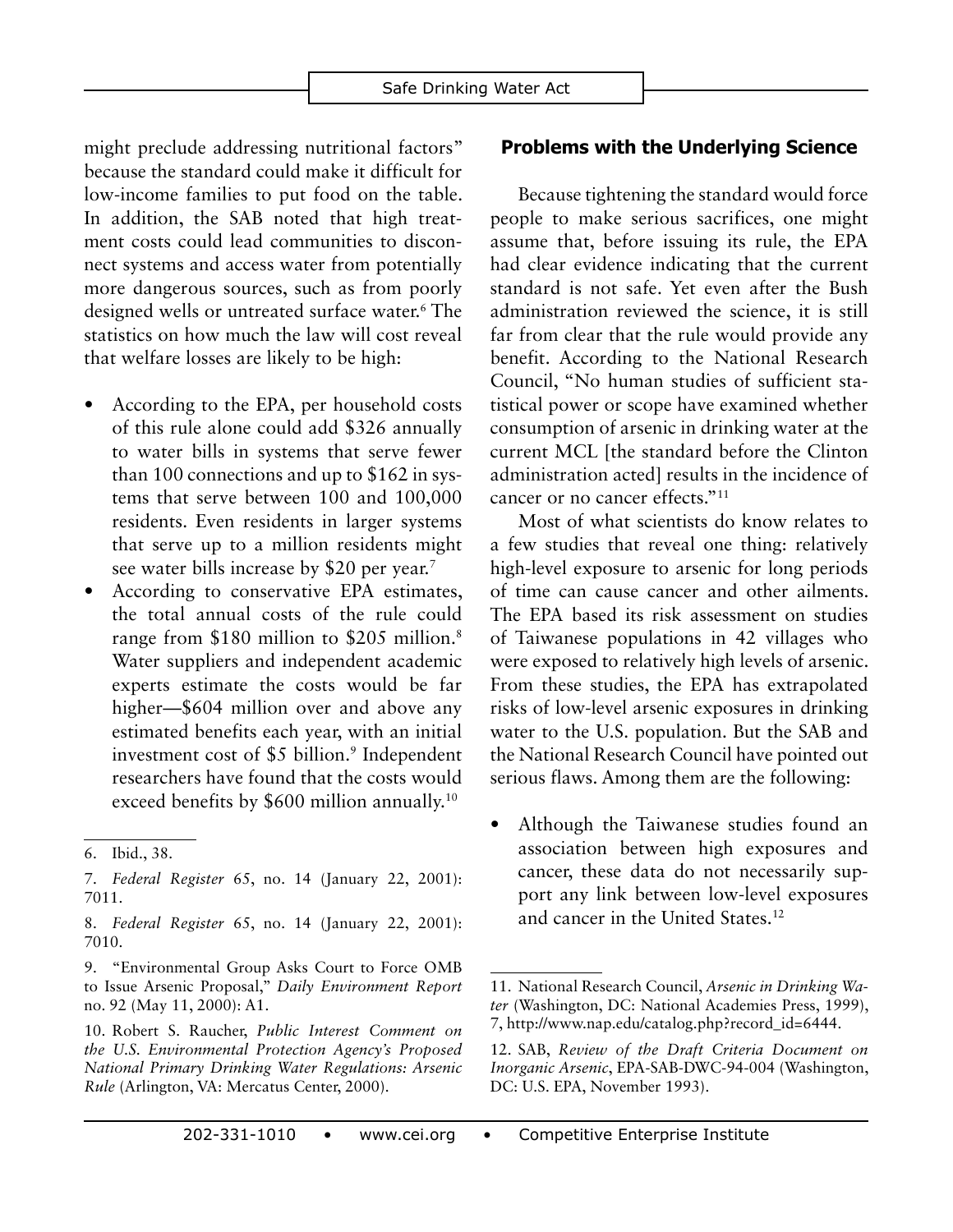might preclude addressing nutritional factors" because the standard could make it difficult for low-income families to put food on the table. In addition, the SAB noted that high treatment costs could lead communities to disconnect systems and access water from potentially more dangerous sources, such as from poorly designed wells or untreated surface water.[6] The statistics on how much the law will cost reveal that welfare losses are likely to be high:

- According to the EPA, per household costs of this rule alone could add $326 annually to water bills in systems that serve fewer than 100 connections and up to $162 in systems that serve between 100 and 100,000 residents. Even residents in larger systems that serve up to a million residents might see water bills increase by $20 per year.[7]
- According to conservative EPA estimates, the total annual costs of the rule could range from $180 million to $205 million.[8] Water suppliers and independent academic experts estimate the costs would be far higher—$604 million over and above any estimated benefits each year, with an initial investment cost of $5 billion.[9] Independent researchers have found that the costs would exceed benefits by $600 million annually.[10]

## Problems with the Underlying Science

Because tightening the standard would force people to make serious sacrifices, one might assume that, before issuing its rule, the EPA had clear evidence indicating that the current standard is not safe. Yet even after the Bush administration reviewed the science, it is still far from clear that the rule would provide any benefit. According to the National Research Council, "No human studies of sufficient statistical power or scope have examined whether consumption of arsenic in drinking water at the current MCL [the standard before the Clinton administration acted] results in the incidence of cancer or no cancer effects."[11]

Most of what scientists do know relates to a few studies that reveal one thing: relatively high-level exposure to arsenic for long periods of time can cause cancer and other ailments. The EPA based its risk assessment on studies of Taiwanese populations in 42 villages who were exposed to relatively high levels of arsenic. From these studies, the EPA has extrapolated risks of low-level arsenic exposures in drinking water to the U.S. population. But the SAB and the National Research Council have pointed out serious flaws. Among them are the following:

- Although the Taiwanese studies found an association between high exposures and cancer, these data do not necessarily support any link between low-level exposures and cancer in the United States.[12]

---

6. Ibid., 38.

7. *Federal Register* 65, no. 14 (January 22, 2001): 7011.

8. *Federal Register* 65, no. 14 (January 22, 2001): 7010.

9. "Environmental Group Asks Court to Force OMB to Issue Arsenic Proposal," *Daily Environment Report* no. 92 (May 11, 2000): A1.

10. Robert S. Raucher, *Public Interest Comment on the U.S. Environmental Protection Agency's Proposed National Primary Drinking Water Regulations: Arsenic Rule* (Arlington, VA: Mercatus Center, 2000).

11. National Research Council, *Arsenic in Drinking Water* (Washington, DC: National Academies Press, 1999), 7, http://www.nap.edu/catalog.php?record_id=6444.

12. SAB, *Review of the Draft Criteria Document on Inorganic Arsenic*, EPA-SAB-DWC-94-004 (Washington, DC: U.S. EPA, November 1993).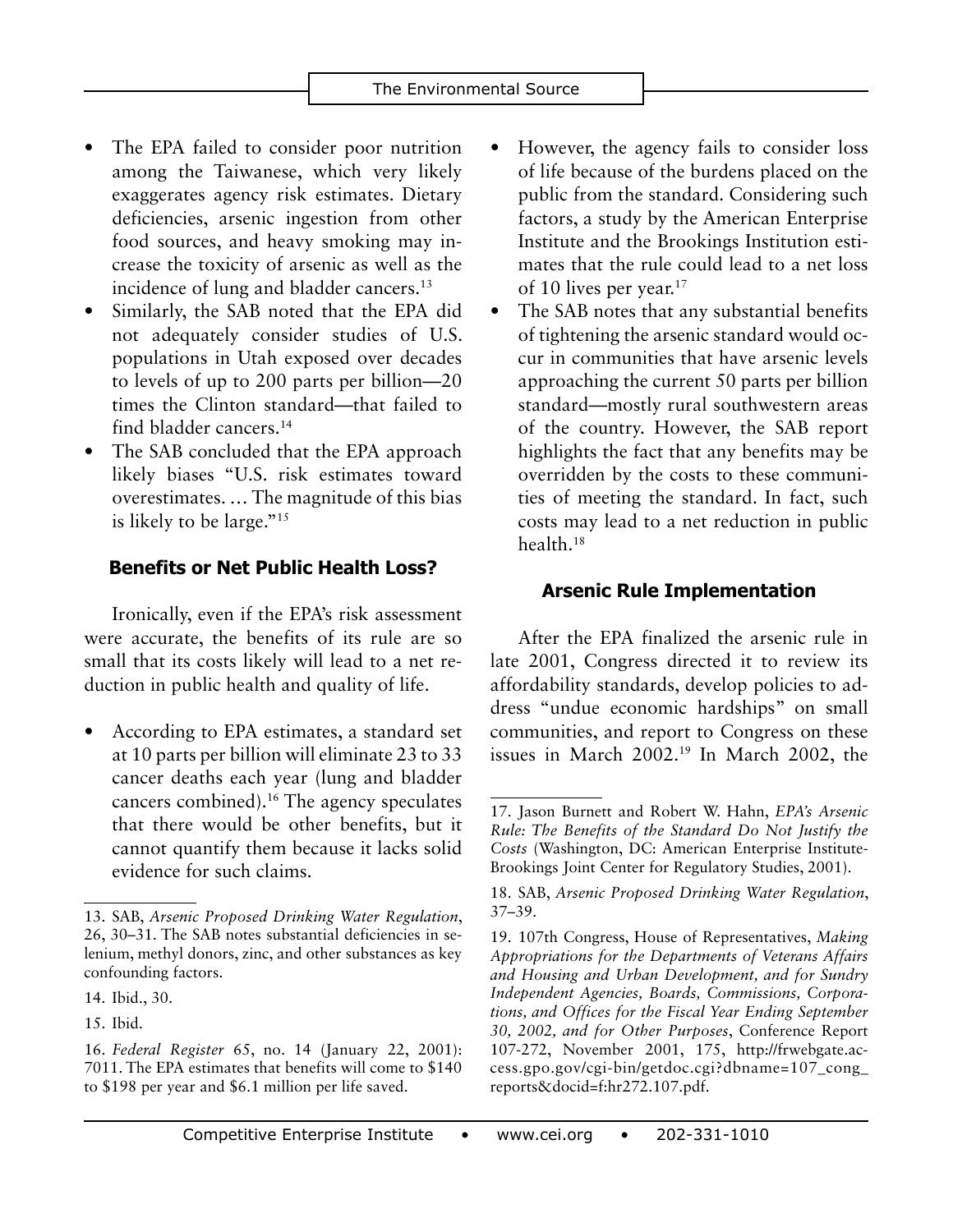- The EPA failed to consider poor nutrition among the Taiwanese, which very likely exaggerates agency risk estimates. Dietary deficiencies, arsenic ingestion from other food sources, and heavy smoking may increase the toxicity of arsenic as well as the incidence of lung and bladder cancers.[13]
- Similarly, the SAB noted that the EPA did not adequately consider studies of U.S. populations in Utah exposed over decades to levels of up to 200 parts per billion—20 times the Clinton standard—that failed to find bladder cancers.[14]
- The SAB concluded that the EPA approach likely biases "U.S. risk estimates toward overestimates. … The magnitude of this bias is likely to be large."[15]

### Benefits or Net Public Health Loss?

Ironically, even if the EPA's risk assessment were accurate, the benefits of its rule are so small that its costs likely will lead to a net reduction in public health and quality of life.

- According to EPA estimates, a standard set at 10 parts per billion will eliminate 23 to 33 cancer deaths each year (lung and bladder cancers combined).[16] The agency speculates that there would be other benefits, but it cannot quantify them because it lacks solid evidence for such claims.
- However, the agency fails to consider loss of life because of the burdens placed on the public from the standard. Considering such factors, a study by the American Enterprise Institute and the Brookings Institution estimates that the rule could lead to a net loss of 10 lives per year.[17]
- The SAB notes that any substantial benefits of tightening the arsenic standard would occur in communities that have arsenic levels approaching the current 50 parts per billion standard—mostly rural southwestern areas of the country. However, the SAB report highlights the fact that any benefits may be overridden by the costs to these communities of meeting the standard. In fact, such costs may lead to a net reduction in public health.[18]

### Arsenic Rule Implementation

After the EPA finalized the arsenic rule in late 2001, Congress directed it to review its affordability standards, develop policies to address "undue economic hardships" on small communities, and report to Congress on these issues in March 2002.[19] In March 2002, the

---

13. SAB, *Arsenic Proposed Drinking Water Regulation*, 26, 30–31. The SAB notes substantial deficiencies in selenium, methyl donors, zinc, and other substances as key confounding factors.

14. Ibid., 30.

15. Ibid.

16. *Federal Register* 65, no. 14 (January 22, 2001): 7011. The EPA estimates that benefits will come to $140 to $198 per year and $6.1 million per life saved.

17. Jason Burnett and Robert W. Hahn, *EPA's Arsenic Rule: The Benefits of the Standard Do Not Justify the Costs* (Washington, DC: American Enterprise Institute-Brookings Joint Center for Regulatory Studies, 2001).

18. SAB, *Arsenic Proposed Drinking Water Regulation*, 37–39.

19. 107th Congress, House of Representatives, *Making Appropriations for the Departments of Veterans Affairs and Housing and Urban Development, and for Sundry Independent Agencies, Boards, Commissions, Corporations, and Offices for the Fiscal Year Ending September 30, 2002, and for Other Purposes*, Conference Report 107-272, November 2001, 175, http://frwebgate.access.gpo.gov/cgi-bin/getdoc.cgi?dbname=107_cong_reports&docid=f:hr272.107.pdf.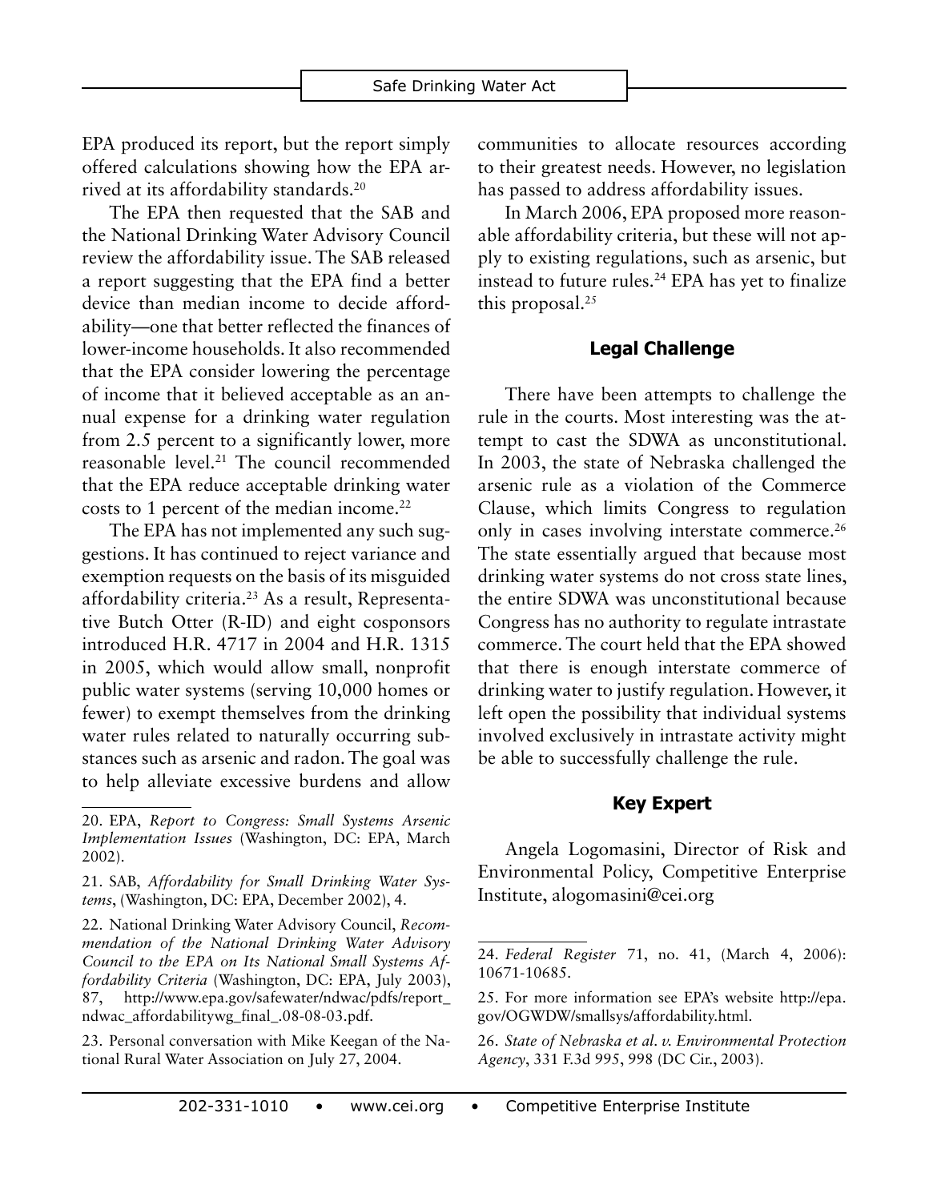EPA produced its report, but the report simply offered calculations showing how the EPA arrived at its affordability standards.[20]

The EPA then requested that the SAB and the National Drinking Water Advisory Council review the affordability issue. The SAB released a report suggesting that the EPA find a better device than median income to decide affordability—one that better reflected the finances of lower-income households. It also recommended that the EPA consider lowering the percentage of income that it believed acceptable as an annual expense for a drinking water regulation from 2.5 percent to a significantly lower, more reasonable level.[21] The council recommended that the EPA reduce acceptable drinking water costs to 1 percent of the median income.[22]

The EPA has not implemented any such suggestions. It has continued to reject variance and exemption requests on the basis of its misguided affordability criteria.[23] As a result, Representative Butch Otter (R-ID) and eight cosponsors introduced H.R. 4717 in 2004 and H.R. 1315 in 2005, which would allow small, nonprofit public water systems (serving 10,000 homes or fewer) to exempt themselves from the drinking water rules related to naturally occurring substances such as arsenic and radon. The goal was to help alleviate excessive burdens and allow communities to allocate resources according to their greatest needs. However, no legislation has passed to address affordability issues.

In March 2006, EPA proposed more reasonable affordability criteria, but these will not apply to existing regulations, such as arsenic, but instead to future rules.[24] EPA has yet to finalize this proposal.[25]

### Legal Challenge

There have been attempts to challenge the rule in the courts. Most interesting was the attempt to cast the SDWA as unconstitutional. In 2003, the state of Nebraska challenged the arsenic rule as a violation of the Commerce Clause, which limits Congress to regulation only in cases involving interstate commerce.[26] The state essentially argued that because most drinking water systems do not cross state lines, the entire SDWA was unconstitutional because Congress has no authority to regulate intrastate commerce. The court held that the EPA showed that there is enough interstate commerce of drinking water to justify regulation. However, it left open the possibility that individual systems involved exclusively in intrastate activity might be able to successfully challenge the rule.

### Key Expert

Angela Logomasini, Director of Risk and Environmental Policy, Competitive Enterprise Institute, alogomasini@cei.org

---

20. EPA, *Report to Congress: Small Systems Arsenic Implementation Issues* (Washington, DC: EPA, March 2002).

21. SAB, *Affordability for Small Drinking Water Systems*, (Washington, DC: EPA, December 2002), 4.

22. National Drinking Water Advisory Council, *Recommendation of the National Drinking Water Advisory Council to the EPA on Its National Small Systems Affordability Criteria* (Washington, DC: EPA, July 2003), 87, http://www.epa.gov/safewater/ndwac/pdfs/report_ndwac_affordabilitywg_final_.08-08-03.pdf.

23. Personal conversation with Mike Keegan of the National Rural Water Association on July 27, 2004.

24. *Federal Register* 71, no. 41, (March 4, 2006): 10671-10685.

25. For more information see EPA's website http://epa.gov/OGWDW/smallsys/affordability.html.

26. *State of Nebraska et al. v. Environmental Protection Agency*, 331 F.3d 995, 998 (DC Cir., 2003).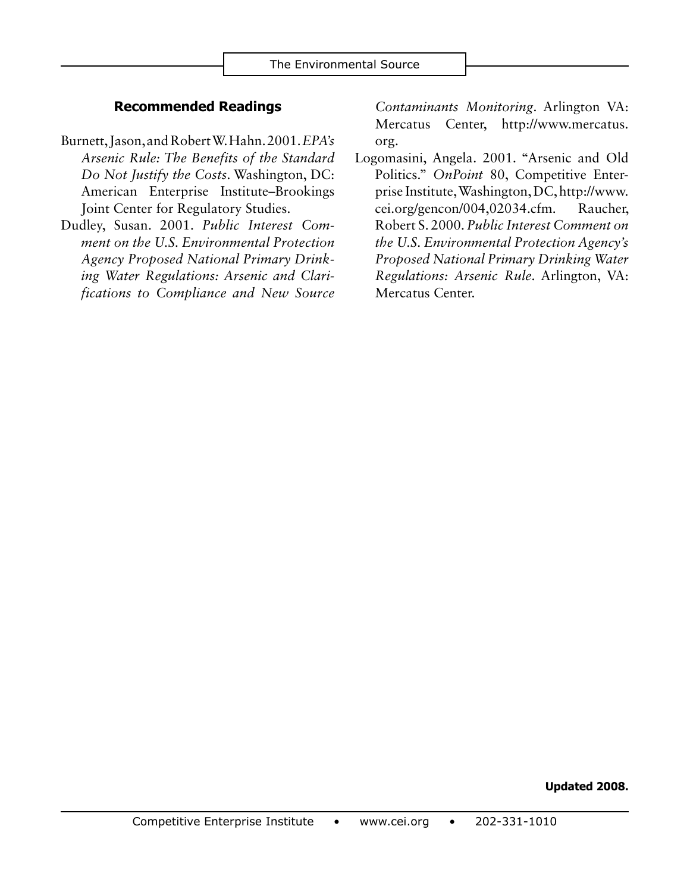### Recommended Readings

Burnett, Jason, and Robert W. Hahn. 2001. *EPA's Arsenic Rule: The Benefits of the Standard Do Not Justify the Costs*. Washington, DC: American Enterprise Institute–Brookings Joint Center for Regulatory Studies.

Dudley, Susan. 2001. *Public Interest Comment on the U.S. Environmental Protection Agency Proposed National Primary Drinking Water Regulations: Arsenic and Clarifications to Compliance and New Source Contaminants Monitoring*. Arlington VA: Mercatus Center, http://www.mercatus.org.

Logomasini, Angela. 2001. "Arsenic and Old Politics." *OnPoint* 80, Competitive Enterprise Institute, Washington, DC, http://www.cei.org/gencon/004,02034.cfm. Raucher, Robert S. 2000. *Public Interest Comment on the U.S. Environmental Protection Agency's Proposed National Primary Drinking Water Regulations: Arsenic Rule*. Arlington, VA: Mercatus Center.

**Updated 2008.**